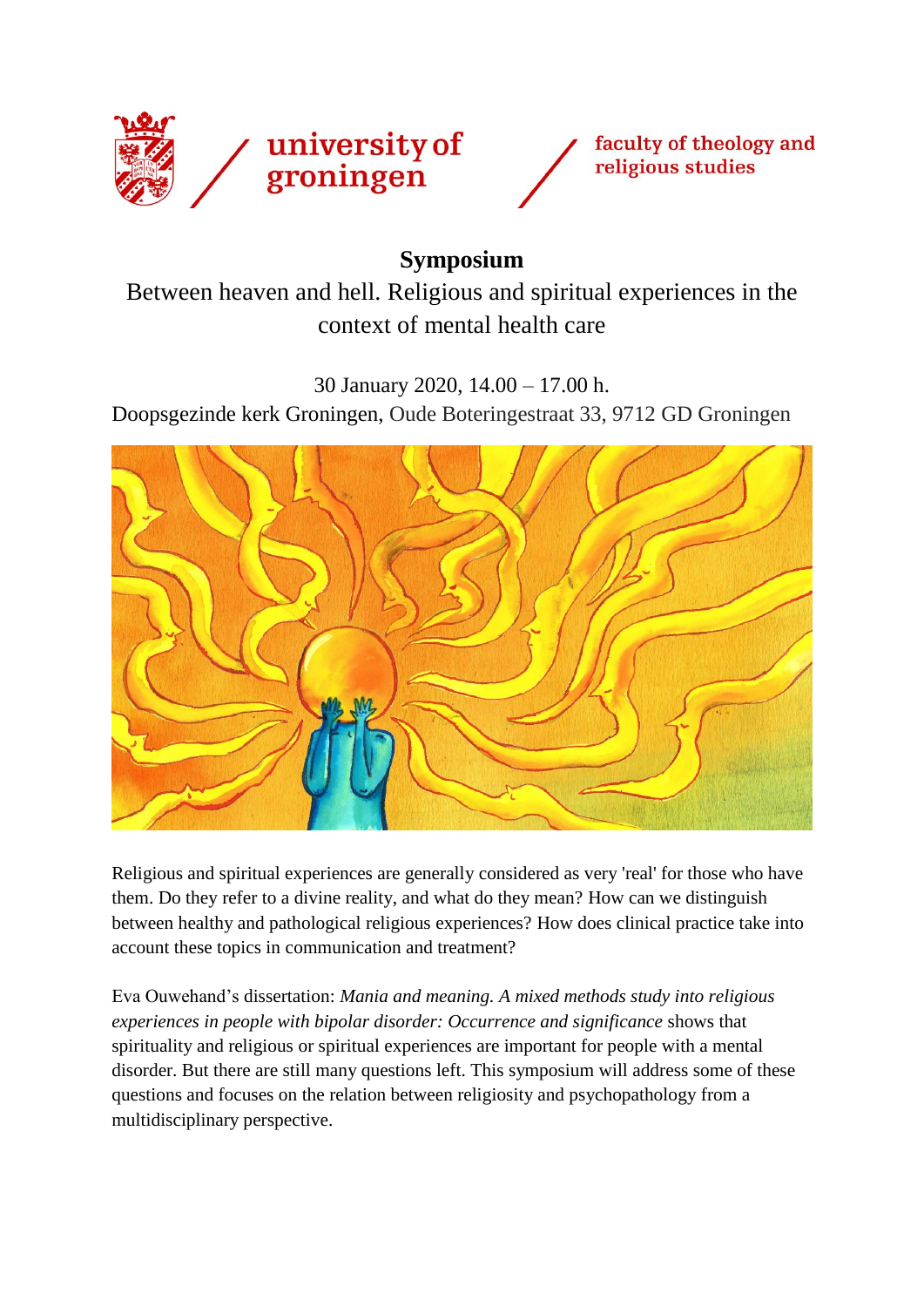university of groningen / faculty of theology and religious studies

# Symposium

## Between heaven and hell. Religious and spiritual experiences in the context of mental health care

30 January 2020, 14.00 – 17.00 h.
Doopsgezinde kerk Groningen, Oude Boteringestraat 33, 9712 GD Groningen

Religious and spiritual experiences are generally considered as very 'real' for those who have them. Do they refer to a divine reality, and what do they mean? How can we distinguish between healthy and pathological religious experiences? How does clinical practice take into account these topics in communication and treatment?

Eva Ouwehand's dissertation: *Mania and meaning. A mixed methods study into religious experiences in people with bipolar disorder: Occurrence and significance* shows that spirituality and religious or spiritual experiences are important for people with a mental disorder. But there are still many questions left. This symposium will address some of these questions and focuses on the relation between religiosity and psychopathology from a multidisciplinary perspective.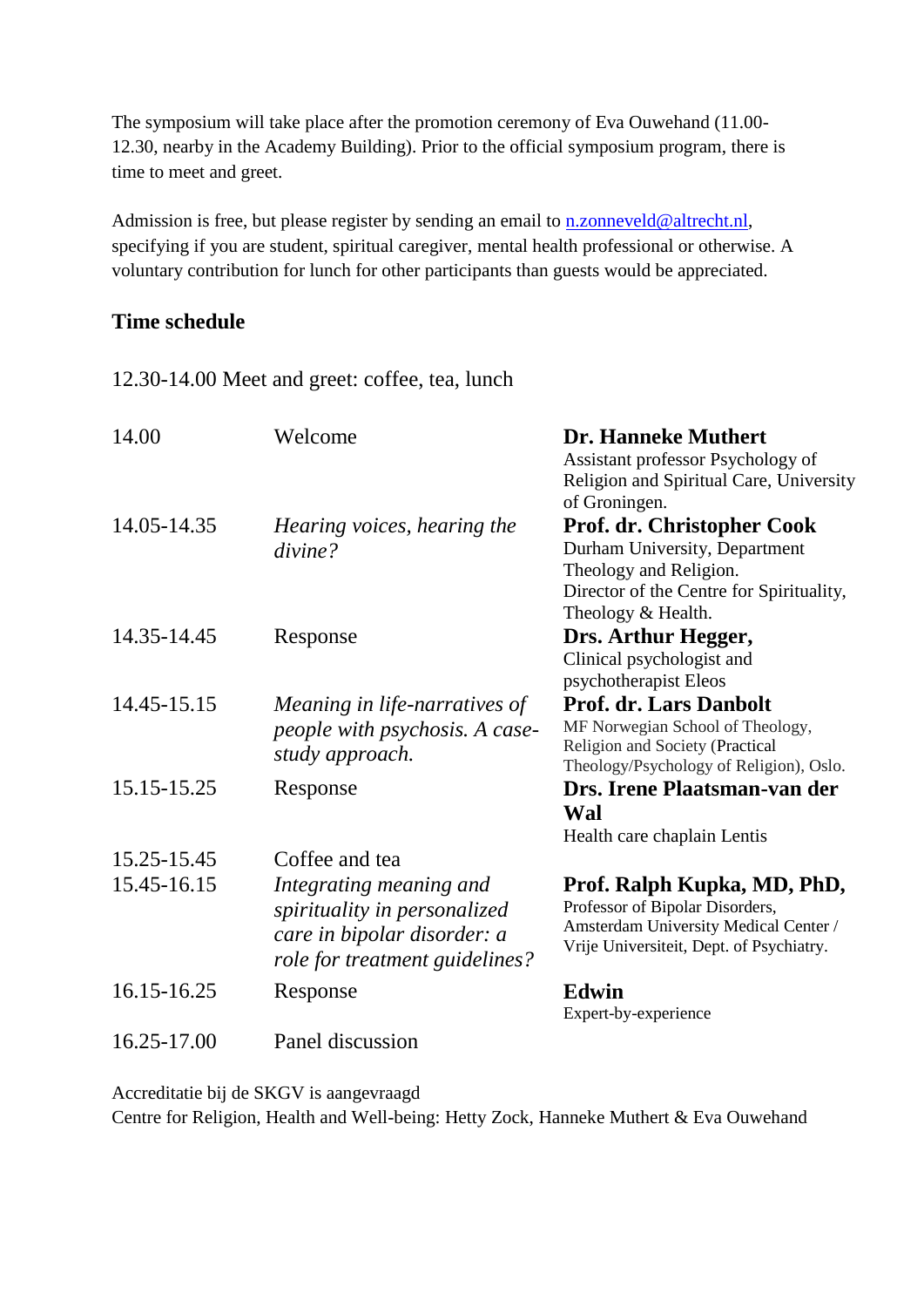The symposium will take place after the promotion ceremony of Eva Ouwehand (11.00-12.30, nearby in the Academy Building). Prior to the official symposium program, there is time to meet and greet.

Admission is free, but please register by sending an email to [n.zonneveld@altrecht.nl](mailto:n.zonneveld@altrecht.nl), specifying if you are student, spiritual caregiver, mental health professional or otherwise. A voluntary contribution for lunch for other participants than guests would be appreciated.

## Time schedule

12.30-14.00 Meet and greet: coffee, tea, lunch

| | | |
|---|---|---|
| 14.00 | Welcome | **Dr. Hanneke Muthert** Assistant professor Psychology of Religion and Spiritual Care, University of Groningen. |
| 14.05-14.35 | *Hearing voices, hearing the divine?* | **Prof. dr. Christopher Cook** Durham University, Department Theology and Religion. Director of the Centre for Spirituality, Theology & Health. |
| 14.35-14.45 | Response | **Drs. Arthur Hegger,** Clinical psychologist and psychotherapist Eleos |
| 14.45-15.15 | *Meaning in life-narratives of people with psychosis. A case-study approach.* | **Prof. dr. Lars Danbolt** MF Norwegian School of Theology, Religion and Society (Practical Theology/Psychology of Religion), Oslo. |
| 15.15-15.25 | Response | **Drs. Irene Plaatsman-van der Wal** Health care chaplain Lentis |
| 15.25-15.45 | Coffee and tea | |
| 15.45-16.15 | *Integrating meaning and spirituality in personalized care in bipolar disorder: a role for treatment guidelines?* | **Prof. Ralph Kupka, MD, PhD,** Professor of Bipolar Disorders, Amsterdam University Medical Center / Vrije Universiteit, Dept. of Psychiatry. |
| 16.15-16.25 | Response | **Edwin** Expert-by-experience |
| 16.25-17.00 | Panel discussion | |

Accreditatie bij de SKGV is aangevraagd
Centre for Religion, Health and Well-being: Hetty Zock, Hanneke Muthert & Eva Ouwehand